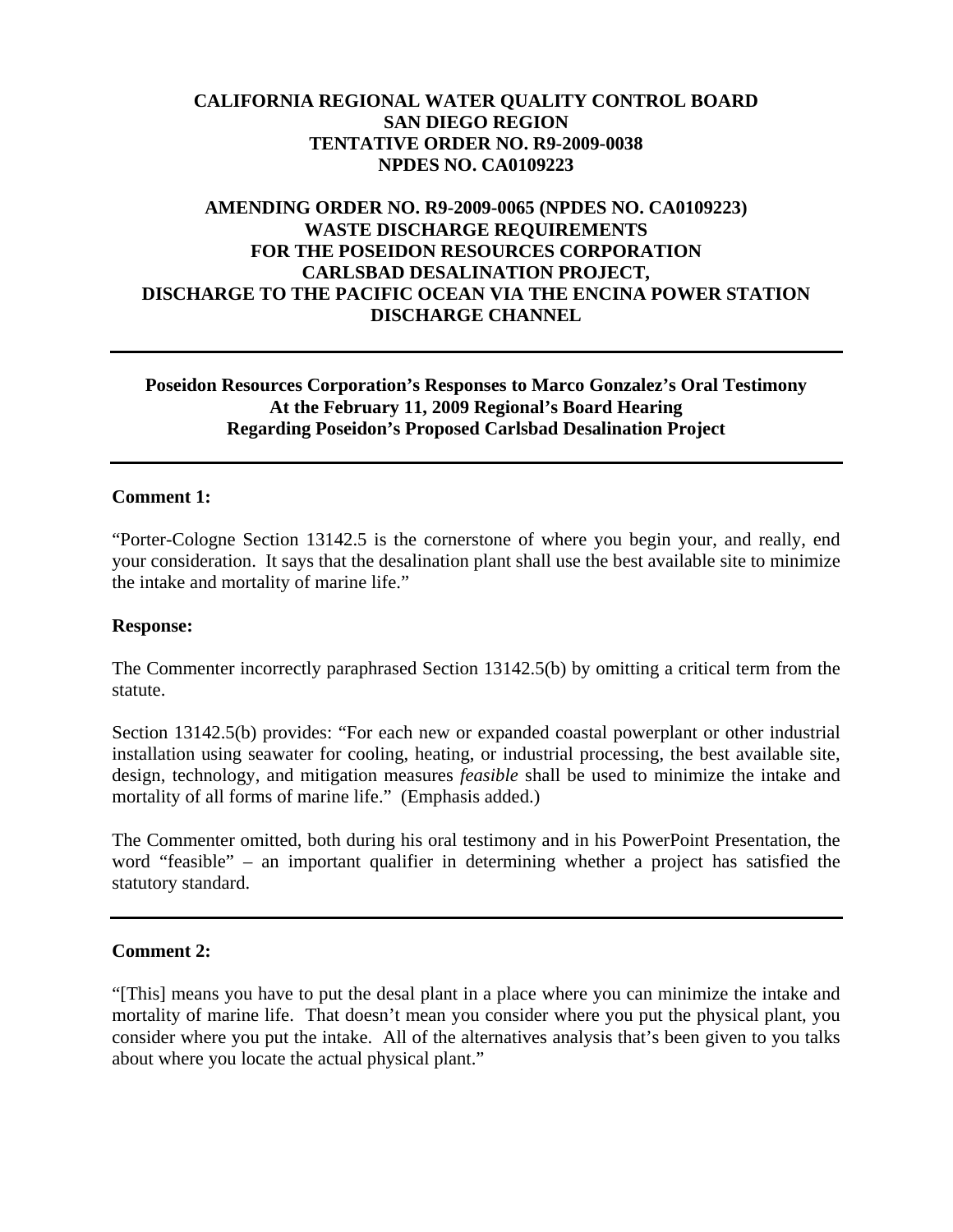**CALIFORNIA REGIONAL WATER QUALITY CONTROL BOARD**
**SAN DIEGO REGION**
**TENTATIVE ORDER NO. R9-2009-0038**
**NPDES NO. CA0109223**

**AMENDING ORDER NO. R9-2009-0065 (NPDES NO. CA0109223)**
**WASTE DISCHARGE REQUIREMENTS**
**FOR THE POSEIDON RESOURCES CORPORATION**
**CARLSBAD DESALINATION PROJECT,**
**DISCHARGE TO THE PACIFIC OCEAN VIA THE ENCINA POWER STATION DISCHARGE CHANNEL**

---

**Poseidon Resources Corporation's Responses to Marco Gonzalez's Oral Testimony**
**At the February 11, 2009 Regional's Board Hearing**
**Regarding Poseidon's Proposed Carlsbad Desalination Project**

---

**Comment 1:**

"Porter-Cologne Section 13142.5 is the cornerstone of where you begin your, and really, end your consideration. It says that the desalination plant shall use the best available site to minimize the intake and mortality of marine life."

**Response:**

The Commenter incorrectly paraphrased Section 13142.5(b) by omitting a critical term from the statute.

Section 13142.5(b) provides: "For each new or expanded coastal powerplant or other industrial installation using seawater for cooling, heating, or industrial processing, the best available site, design, technology, and mitigation measures *feasible* shall be used to minimize the intake and mortality of all forms of marine life." (Emphasis added.)

The Commenter omitted, both during his oral testimony and in his PowerPoint Presentation, the word "feasible" – an important qualifier in determining whether a project has satisfied the statutory standard.

---

**Comment 2:**

"[This] means you have to put the desal plant in a place where you can minimize the intake and mortality of marine life. That doesn't mean you consider where you put the physical plant, you consider where you put the intake. All of the alternatives analysis that's been given to you talks about where you locate the actual physical plant."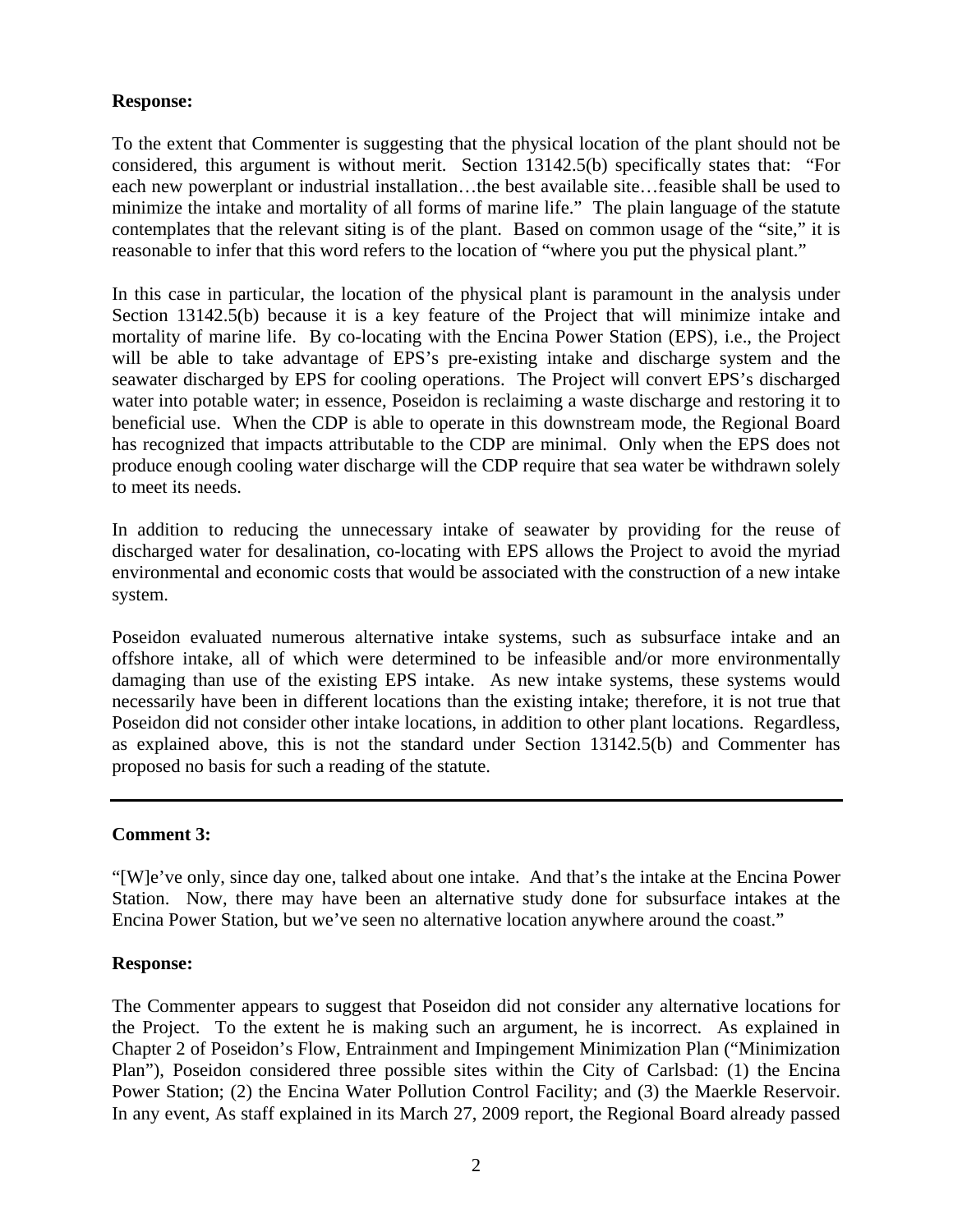**Response:**

To the extent that Commenter is suggesting that the physical location of the plant should not be considered, this argument is without merit. Section 13142.5(b) specifically states that: "For each new powerplant or industrial installation…the best available site…feasible shall be used to minimize the intake and mortality of all forms of marine life." The plain language of the statute contemplates that the relevant siting is of the plant. Based on common usage of the "site," it is reasonable to infer that this word refers to the location of "where you put the physical plant."

In this case in particular, the location of the physical plant is paramount in the analysis under Section 13142.5(b) because it is a key feature of the Project that will minimize intake and mortality of marine life. By co-locating with the Encina Power Station (EPS), i.e., the Project will be able to take advantage of EPS's pre-existing intake and discharge system and the seawater discharged by EPS for cooling operations. The Project will convert EPS's discharged water into potable water; in essence, Poseidon is reclaiming a waste discharge and restoring it to beneficial use. When the CDP is able to operate in this downstream mode, the Regional Board has recognized that impacts attributable to the CDP are minimal. Only when the EPS does not produce enough cooling water discharge will the CDP require that sea water be withdrawn solely to meet its needs.

In addition to reducing the unnecessary intake of seawater by providing for the reuse of discharged water for desalination, co-locating with EPS allows the Project to avoid the myriad environmental and economic costs that would be associated with the construction of a new intake system.

Poseidon evaluated numerous alternative intake systems, such as subsurface intake and an offshore intake, all of which were determined to be infeasible and/or more environmentally damaging than use of the existing EPS intake. As new intake systems, these systems would necessarily have been in different locations than the existing intake; therefore, it is not true that Poseidon did not consider other intake locations, in addition to other plant locations. Regardless, as explained above, this is not the standard under Section 13142.5(b) and Commenter has proposed no basis for such a reading of the statute.

---

**Comment 3:**

"[W]e've only, since day one, talked about one intake. And that's the intake at the Encina Power Station. Now, there may have been an alternative study done for subsurface intakes at the Encina Power Station, but we've seen no alternative location anywhere around the coast."

**Response:**

The Commenter appears to suggest that Poseidon did not consider any alternative locations for the Project. To the extent he is making such an argument, he is incorrect. As explained in Chapter 2 of Poseidon's Flow, Entrainment and Impingement Minimization Plan ("Minimization Plan"), Poseidon considered three possible sites within the City of Carlsbad: (1) the Encina Power Station; (2) the Encina Water Pollution Control Facility; and (3) the Maerkle Reservoir. In any event, As staff explained in its March 27, 2009 report, the Regional Board already passed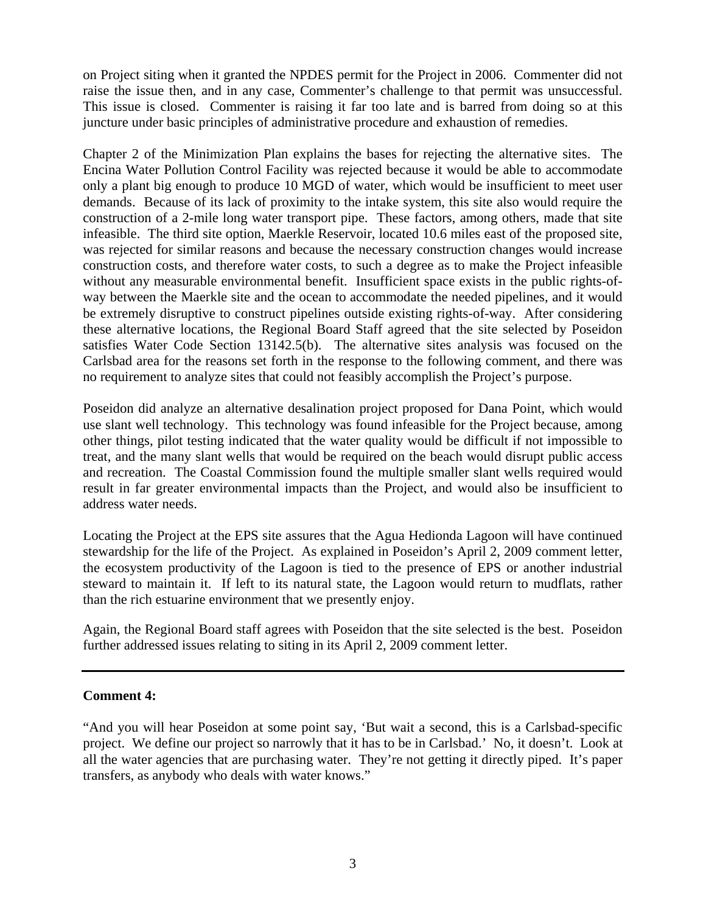on Project siting when it granted the NPDES permit for the Project in 2006. Commenter did not raise the issue then, and in any case, Commenter's challenge to that permit was unsuccessful. This issue is closed. Commenter is raising it far too late and is barred from doing so at this juncture under basic principles of administrative procedure and exhaustion of remedies.

Chapter 2 of the Minimization Plan explains the bases for rejecting the alternative sites. The Encina Water Pollution Control Facility was rejected because it would be able to accommodate only a plant big enough to produce 10 MGD of water, which would be insufficient to meet user demands. Because of its lack of proximity to the intake system, this site also would require the construction of a 2-mile long water transport pipe. These factors, among others, made that site infeasible. The third site option, Maerkle Reservoir, located 10.6 miles east of the proposed site, was rejected for similar reasons and because the necessary construction changes would increase construction costs, and therefore water costs, to such a degree as to make the Project infeasible without any measurable environmental benefit. Insufficient space exists in the public rights-of-way between the Maerkle site and the ocean to accommodate the needed pipelines, and it would be extremely disruptive to construct pipelines outside existing rights-of-way. After considering these alternative locations, the Regional Board Staff agreed that the site selected by Poseidon satisfies Water Code Section 13142.5(b). The alternative sites analysis was focused on the Carlsbad area for the reasons set forth in the response to the following comment, and there was no requirement to analyze sites that could not feasibly accomplish the Project's purpose.

Poseidon did analyze an alternative desalination project proposed for Dana Point, which would use slant well technology. This technology was found infeasible for the Project because, among other things, pilot testing indicated that the water quality would be difficult if not impossible to treat, and the many slant wells that would be required on the beach would disrupt public access and recreation. The Coastal Commission found the multiple smaller slant wells required would result in far greater environmental impacts than the Project, and would also be insufficient to address water needs.

Locating the Project at the EPS site assures that the Agua Hedionda Lagoon will have continued stewardship for the life of the Project. As explained in Poseidon's April 2, 2009 comment letter, the ecosystem productivity of the Lagoon is tied to the presence of EPS or another industrial steward to maintain it. If left to its natural state, the Lagoon would return to mudflats, rather than the rich estuarine environment that we presently enjoy.

Again, the Regional Board staff agrees with Poseidon that the site selected is the best. Poseidon further addressed issues relating to siting in its April 2, 2009 comment letter.

---

**Comment 4:**

"And you will hear Poseidon at some point say, 'But wait a second, this is a Carlsbad-specific project. We define our project so narrowly that it has to be in Carlsbad.' No, it doesn't. Look at all the water agencies that are purchasing water. They're not getting it directly piped. It's paper transfers, as anybody who deals with water knows."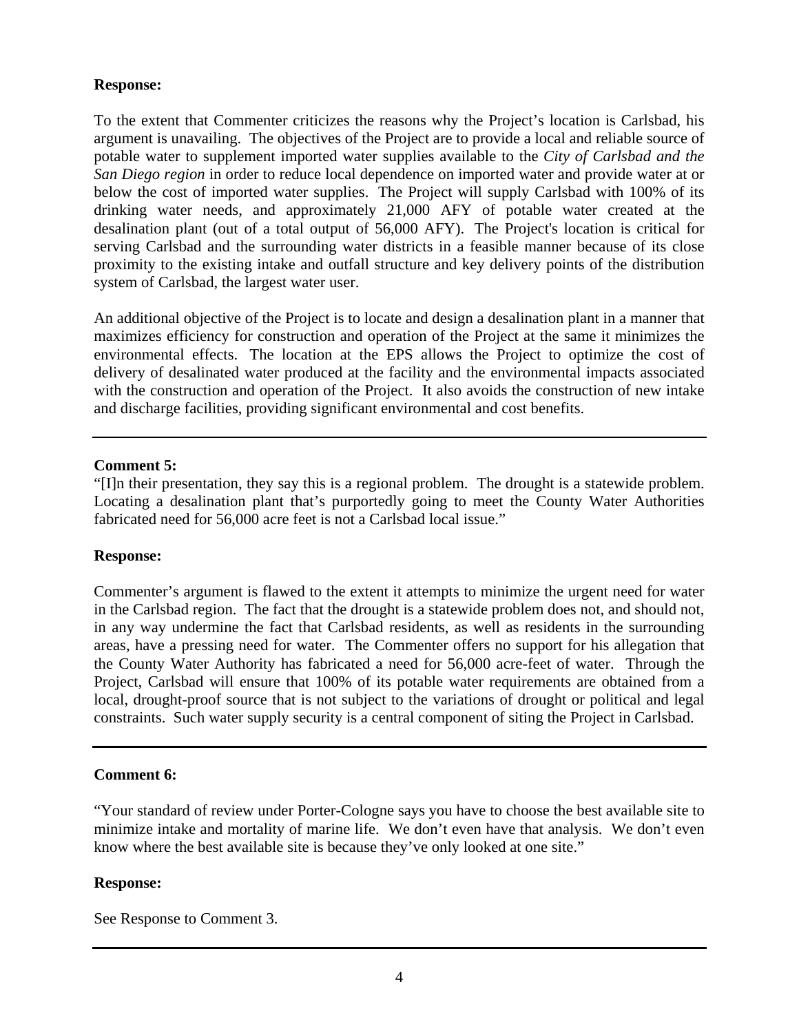**Response:**

To the extent that Commenter criticizes the reasons why the Project's location is Carlsbad, his argument is unavailing. The objectives of the Project are to provide a local and reliable source of potable water to supplement imported water supplies available to the *City of Carlsbad and the San Diego region* in order to reduce local dependence on imported water and provide water at or below the cost of imported water supplies. The Project will supply Carlsbad with 100% of its drinking water needs, and approximately 21,000 AFY of potable water created at the desalination plant (out of a total output of 56,000 AFY). The Project's location is critical for serving Carlsbad and the surrounding water districts in a feasible manner because of its close proximity to the existing intake and outfall structure and key delivery points of the distribution system of Carlsbad, the largest water user.

An additional objective of the Project is to locate and design a desalination plant in a manner that maximizes efficiency for construction and operation of the Project at the same it minimizes the environmental effects. The location at the EPS allows the Project to optimize the cost of delivery of desalinated water produced at the facility and the environmental impacts associated with the construction and operation of the Project. It also avoids the construction of new intake and discharge facilities, providing significant environmental and cost benefits.

---

**Comment 5:**

"[I]n their presentation, they say this is a regional problem. The drought is a statewide problem. Locating a desalination plant that's purportedly going to meet the County Water Authorities fabricated need for 56,000 acre feet is not a Carlsbad local issue."

**Response:**

Commenter's argument is flawed to the extent it attempts to minimize the urgent need for water in the Carlsbad region. The fact that the drought is a statewide problem does not, and should not, in any way undermine the fact that Carlsbad residents, as well as residents in the surrounding areas, have a pressing need for water. The Commenter offers no support for his allegation that the County Water Authority has fabricated a need for 56,000 acre-feet of water. Through the Project, Carlsbad will ensure that 100% of its potable water requirements are obtained from a local, drought-proof source that is not subject to the variations of drought or political and legal constraints. Such water supply security is a central component of siting the Project in Carlsbad.

---

**Comment 6:**

"Your standard of review under Porter-Cologne says you have to choose the best available site to minimize intake and mortality of marine life. We don't even have that analysis. We don't even know where the best available site is because they've only looked at one site."

**Response:**

See Response to Comment 3.

---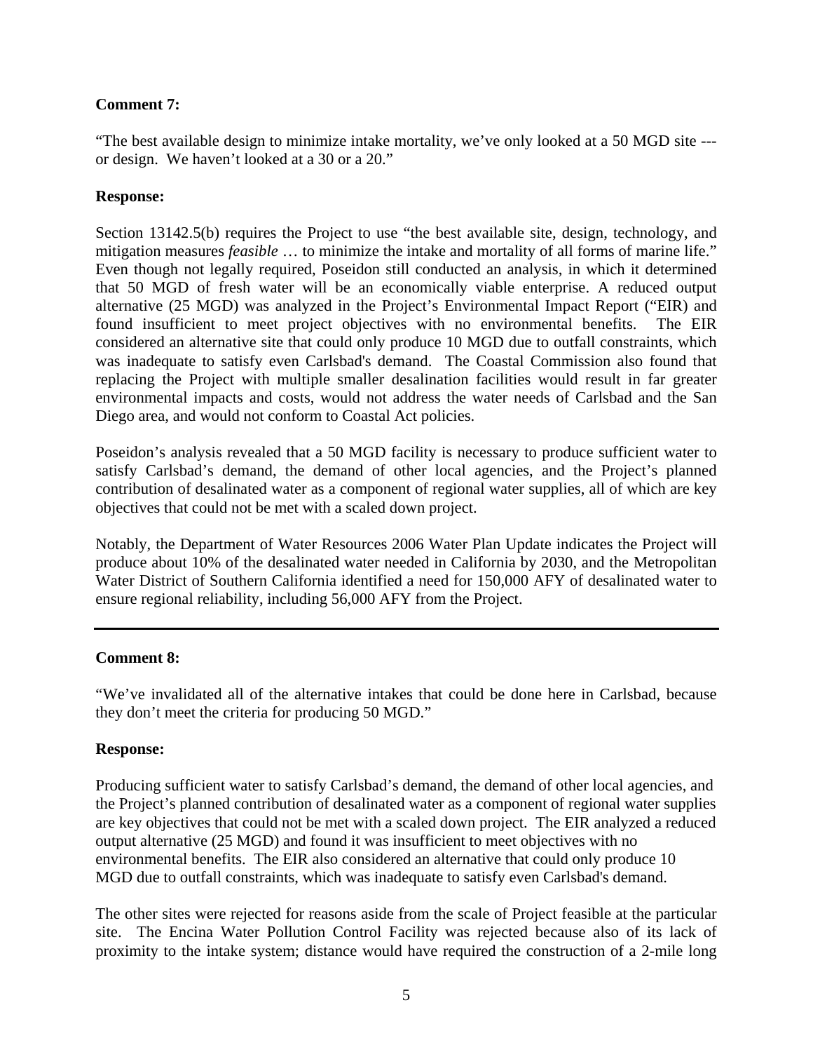**Comment 7:**

"The best available design to minimize intake mortality, we've only looked at a 50 MGD site --- or design. We haven't looked at a 30 or a 20."

**Response:**

Section 13142.5(b) requires the Project to use "the best available site, design, technology, and mitigation measures *feasible* … to minimize the intake and mortality of all forms of marine life." Even though not legally required, Poseidon still conducted an analysis, in which it determined that 50 MGD of fresh water will be an economically viable enterprise. A reduced output alternative (25 MGD) was analyzed in the Project's Environmental Impact Report ("EIR) and found insufficient to meet project objectives with no environmental benefits. The EIR considered an alternative site that could only produce 10 MGD due to outfall constraints, which was inadequate to satisfy even Carlsbad's demand. The Coastal Commission also found that replacing the Project with multiple smaller desalination facilities would result in far greater environmental impacts and costs, would not address the water needs of Carlsbad and the San Diego area, and would not conform to Coastal Act policies.

Poseidon's analysis revealed that a 50 MGD facility is necessary to produce sufficient water to satisfy Carlsbad's demand, the demand of other local agencies, and the Project's planned contribution of desalinated water as a component of regional water supplies, all of which are key objectives that could not be met with a scaled down project.

Notably, the Department of Water Resources 2006 Water Plan Update indicates the Project will produce about 10% of the desalinated water needed in California by 2030, and the Metropolitan Water District of Southern California identified a need for 150,000 AFY of desalinated water to ensure regional reliability, including 56,000 AFY from the Project.

---

**Comment 8:**

"We've invalidated all of the alternative intakes that could be done here in Carlsbad, because they don't meet the criteria for producing 50 MGD."

**Response:**

Producing sufficient water to satisfy Carlsbad's demand, the demand of other local agencies, and the Project's planned contribution of desalinated water as a component of regional water supplies are key objectives that could not be met with a scaled down project. The EIR analyzed a reduced output alternative (25 MGD) and found it was insufficient to meet objectives with no environmental benefits. The EIR also considered an alternative that could only produce 10 MGD due to outfall constraints, which was inadequate to satisfy even Carlsbad's demand.

The other sites were rejected for reasons aside from the scale of Project feasible at the particular site. The Encina Water Pollution Control Facility was rejected because also of its lack of proximity to the intake system; distance would have required the construction of a 2-mile long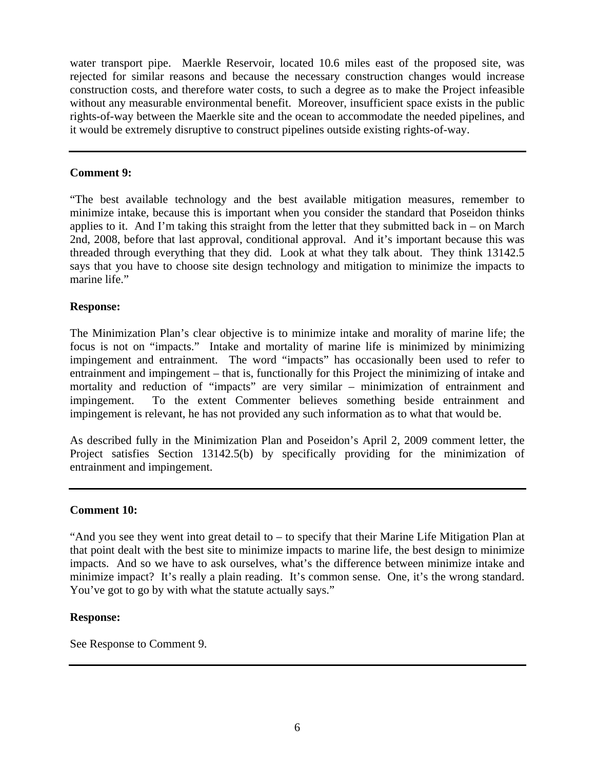water transport pipe. Maerkle Reservoir, located 10.6 miles east of the proposed site, was rejected for similar reasons and because the necessary construction changes would increase construction costs, and therefore water costs, to such a degree as to make the Project infeasible without any measurable environmental benefit. Moreover, insufficient space exists in the public rights-of-way between the Maerkle site and the ocean to accommodate the needed pipelines, and it would be extremely disruptive to construct pipelines outside existing rights-of-way.

---

**Comment 9:**

"The best available technology and the best available mitigation measures, remember to minimize intake, because this is important when you consider the standard that Poseidon thinks applies to it. And I'm taking this straight from the letter that they submitted back in – on March 2nd, 2008, before that last approval, conditional approval. And it's important because this was threaded through everything that they did. Look at what they talk about. They think 13142.5 says that you have to choose site design technology and mitigation to minimize the impacts to marine life."

**Response:**

The Minimization Plan's clear objective is to minimize intake and morality of marine life; the focus is not on "impacts." Intake and mortality of marine life is minimized by minimizing impingement and entrainment. The word "impacts" has occasionally been used to refer to entrainment and impingement – that is, functionally for this Project the minimizing of intake and mortality and reduction of "impacts" are very similar – minimization of entrainment and impingement. To the extent Commenter believes something beside entrainment and impingement is relevant, he has not provided any such information as to what that would be.

As described fully in the Minimization Plan and Poseidon's April 2, 2009 comment letter, the Project satisfies Section 13142.5(b) by specifically providing for the minimization of entrainment and impingement.

---

**Comment 10:**

"And you see they went into great detail to – to specify that their Marine Life Mitigation Plan at that point dealt with the best site to minimize impacts to marine life, the best design to minimize impacts. And so we have to ask ourselves, what's the difference between minimize intake and minimize impact? It's really a plain reading. It's common sense. One, it's the wrong standard. You've got to go by with what the statute actually says."

**Response:**

See Response to Comment 9.

---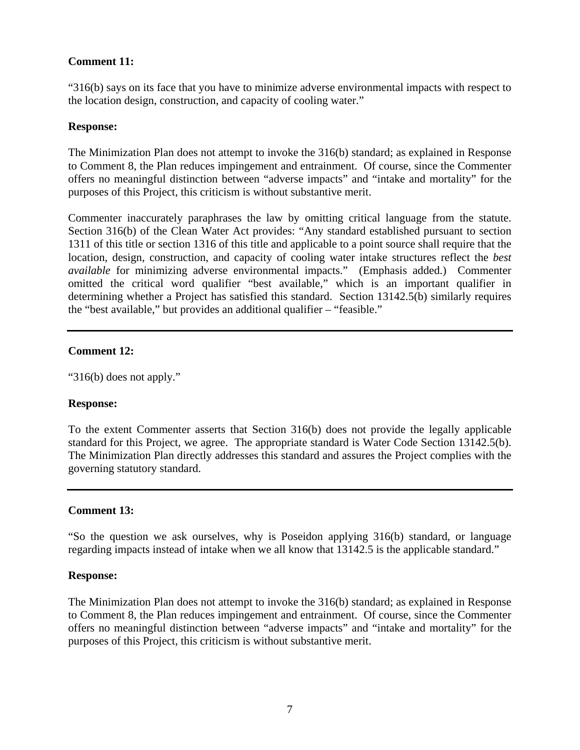**Comment 11:**

"316(b) says on its face that you have to minimize adverse environmental impacts with respect to the location design, construction, and capacity of cooling water."

**Response:**

The Minimization Plan does not attempt to invoke the 316(b) standard; as explained in Response to Comment 8, the Plan reduces impingement and entrainment. Of course, since the Commenter offers no meaningful distinction between "adverse impacts" and "intake and mortality" for the purposes of this Project, this criticism is without substantive merit.

Commenter inaccurately paraphrases the law by omitting critical language from the statute. Section 316(b) of the Clean Water Act provides: "Any standard established pursuant to section 1311 of this title or section 1316 of this title and applicable to a point source shall require that the location, design, construction, and capacity of cooling water intake structures reflect the *best available* for minimizing adverse environmental impacts." (Emphasis added.) Commenter omitted the critical word qualifier "best available," which is an important qualifier in determining whether a Project has satisfied this standard. Section 13142.5(b) similarly requires the "best available," but provides an additional qualifier – "feasible."

---

**Comment 12:**

"316(b) does not apply."

**Response:**

To the extent Commenter asserts that Section 316(b) does not provide the legally applicable standard for this Project, we agree. The appropriate standard is Water Code Section 13142.5(b). The Minimization Plan directly addresses this standard and assures the Project complies with the governing statutory standard.

---

**Comment 13:**

"So the question we ask ourselves, why is Poseidon applying 316(b) standard, or language regarding impacts instead of intake when we all know that 13142.5 is the applicable standard."

**Response:**

The Minimization Plan does not attempt to invoke the 316(b) standard; as explained in Response to Comment 8, the Plan reduces impingement and entrainment. Of course, since the Commenter offers no meaningful distinction between "adverse impacts" and "intake and mortality" for the purposes of this Project, this criticism is without substantive merit.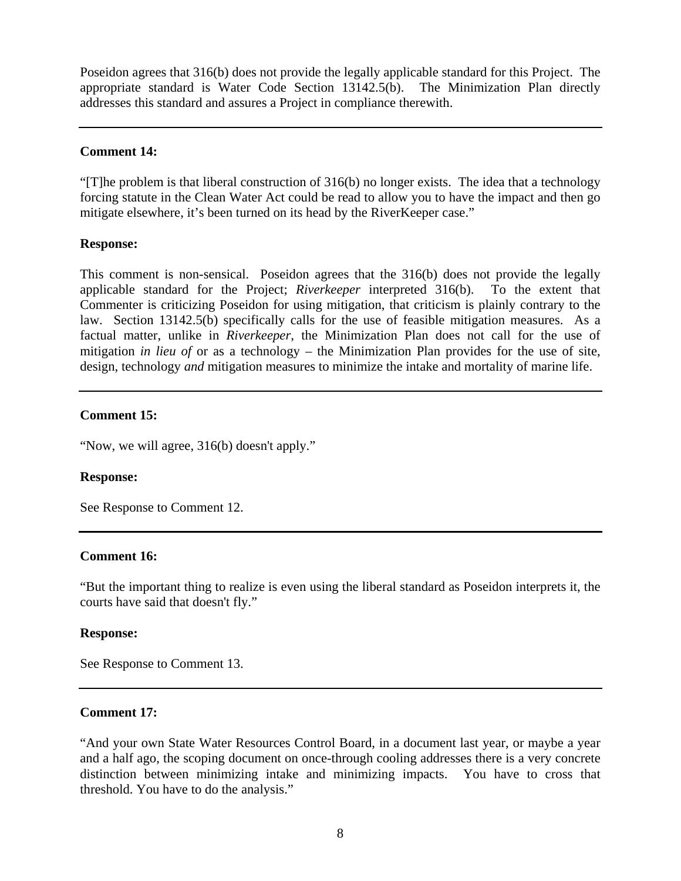Poseidon agrees that 316(b) does not provide the legally applicable standard for this Project. The appropriate standard is Water Code Section 13142.5(b). The Minimization Plan directly addresses this standard and assures a Project in compliance therewith.

---

**Comment 14:**

"[T]he problem is that liberal construction of 316(b) no longer exists. The idea that a technology forcing statute in the Clean Water Act could be read to allow you to have the impact and then go mitigate elsewhere, it's been turned on its head by the RiverKeeper case."

**Response:**

This comment is non-sensical. Poseidon agrees that the 316(b) does not provide the legally applicable standard for the Project; *Riverkeeper* interpreted 316(b). To the extent that Commenter is criticizing Poseidon for using mitigation, that criticism is plainly contrary to the law. Section 13142.5(b) specifically calls for the use of feasible mitigation measures. As a factual matter, unlike in *Riverkeeper*, the Minimization Plan does not call for the use of mitigation *in lieu of* or as a technology – the Minimization Plan provides for the use of site, design, technology *and* mitigation measures to minimize the intake and mortality of marine life.

---

**Comment 15:**

"Now, we will agree, 316(b) doesn't apply."

**Response:**

See Response to Comment 12.

---

**Comment 16:**

"But the important thing to realize is even using the liberal standard as Poseidon interprets it, the courts have said that doesn't fly."

**Response:**

See Response to Comment 13.

---

**Comment 17:**

"And your own State Water Resources Control Board, in a document last year, or maybe a year and a half ago, the scoping document on once-through cooling addresses there is a very concrete distinction between minimizing intake and minimizing impacts. You have to cross that threshold. You have to do the analysis."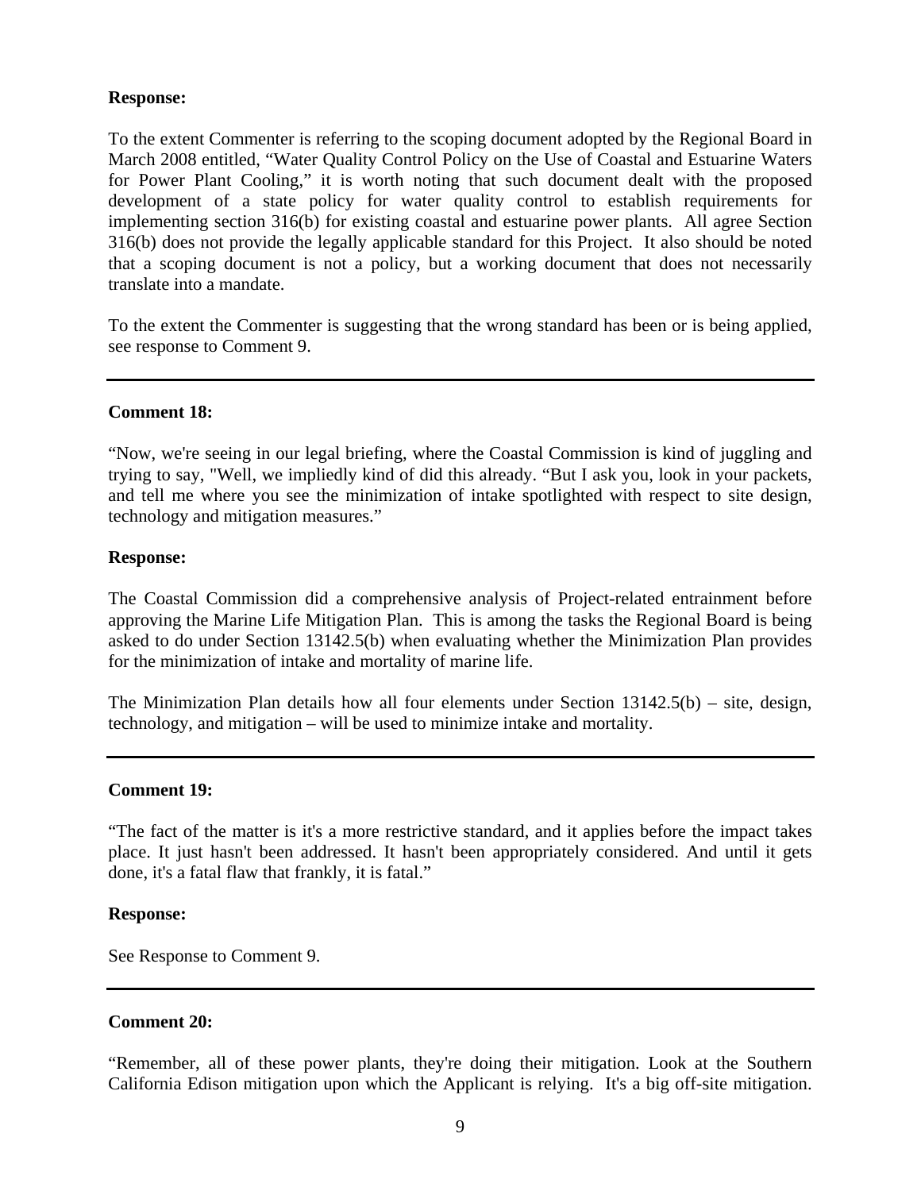**Response:**

To the extent Commenter is referring to the scoping document adopted by the Regional Board in March 2008 entitled, "Water Quality Control Policy on the Use of Coastal and Estuarine Waters for Power Plant Cooling," it is worth noting that such document dealt with the proposed development of a state policy for water quality control to establish requirements for implementing section 316(b) for existing coastal and estuarine power plants. All agree Section 316(b) does not provide the legally applicable standard for this Project. It also should be noted that a scoping document is not a policy, but a working document that does not necessarily translate into a mandate.

To the extent the Commenter is suggesting that the wrong standard has been or is being applied, see response to Comment 9.

---

**Comment 18:**

"Now, we're seeing in our legal briefing, where the Coastal Commission is kind of juggling and trying to say, "Well, we impliedly kind of did this already. "But I ask you, look in your packets, and tell me where you see the minimization of intake spotlighted with respect to site design, technology and mitigation measures."

**Response:**

The Coastal Commission did a comprehensive analysis of Project-related entrainment before approving the Marine Life Mitigation Plan. This is among the tasks the Regional Board is being asked to do under Section 13142.5(b) when evaluating whether the Minimization Plan provides for the minimization of intake and mortality of marine life.

The Minimization Plan details how all four elements under Section 13142.5(b) – site, design, technology, and mitigation – will be used to minimize intake and mortality.

---

**Comment 19:**

"The fact of the matter is it's a more restrictive standard, and it applies before the impact takes place. It just hasn't been addressed. It hasn't been appropriately considered. And until it gets done, it's a fatal flaw that frankly, it is fatal."

**Response:**

See Response to Comment 9.

---

**Comment 20:**

"Remember, all of these power plants, they're doing their mitigation. Look at the Southern California Edison mitigation upon which the Applicant is relying. It's a big off-site mitigation.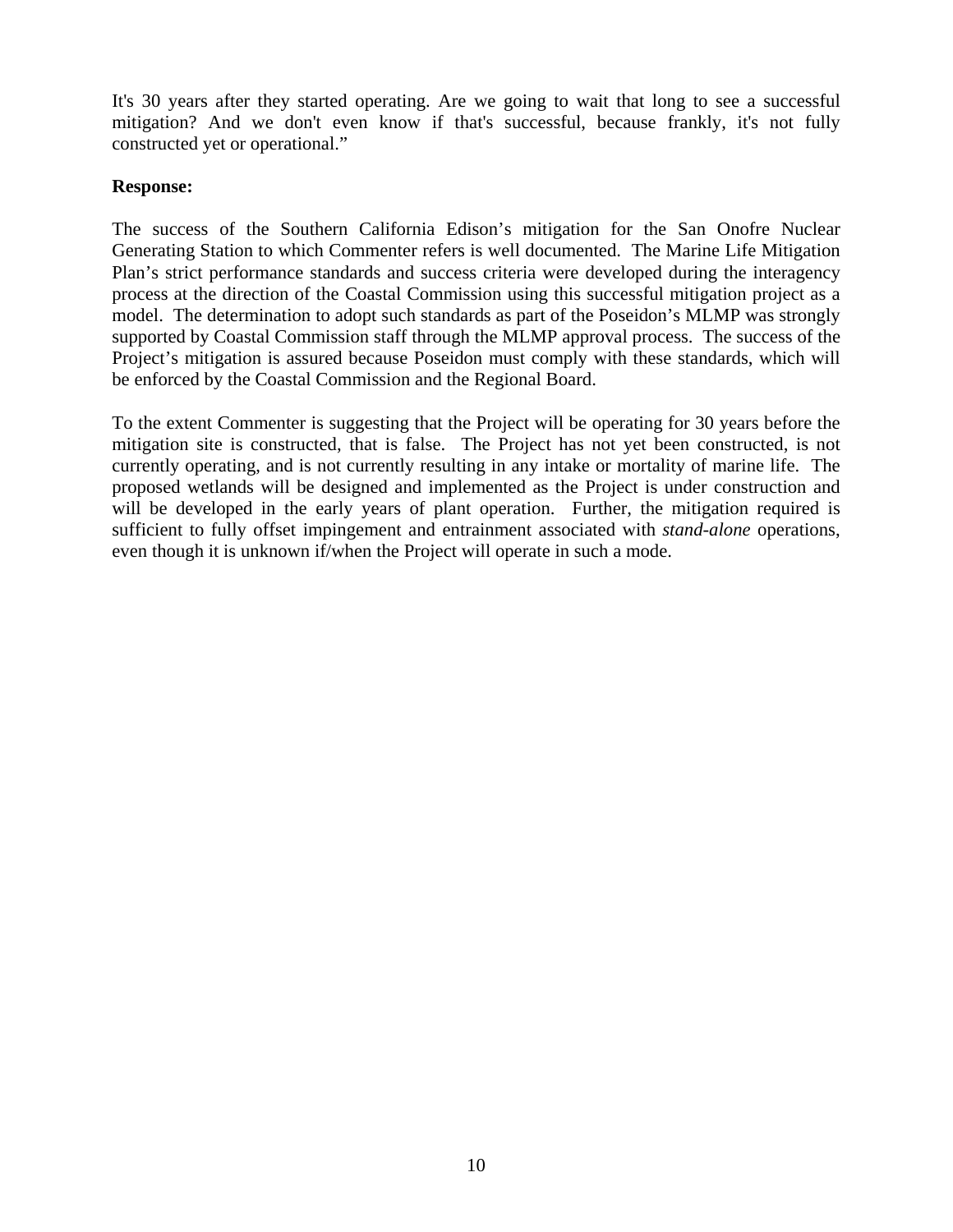It's 30 years after they started operating. Are we going to wait that long to see a successful mitigation? And we don't even know if that's successful, because frankly, it's not fully constructed yet or operational."

**Response:**

The success of the Southern California Edison's mitigation for the San Onofre Nuclear Generating Station to which Commenter refers is well documented. The Marine Life Mitigation Plan's strict performance standards and success criteria were developed during the interagency process at the direction of the Coastal Commission using this successful mitigation project as a model. The determination to adopt such standards as part of the Poseidon's MLMP was strongly supported by Coastal Commission staff through the MLMP approval process. The success of the Project's mitigation is assured because Poseidon must comply with these standards, which will be enforced by the Coastal Commission and the Regional Board.

To the extent Commenter is suggesting that the Project will be operating for 30 years before the mitigation site is constructed, that is false. The Project has not yet been constructed, is not currently operating, and is not currently resulting in any intake or mortality of marine life. The proposed wetlands will be designed and implemented as the Project is under construction and will be developed in the early years of plant operation. Further, the mitigation required is sufficient to fully offset impingement and entrainment associated with *stand-alone* operations, even though it is unknown if/when the Project will operate in such a mode.